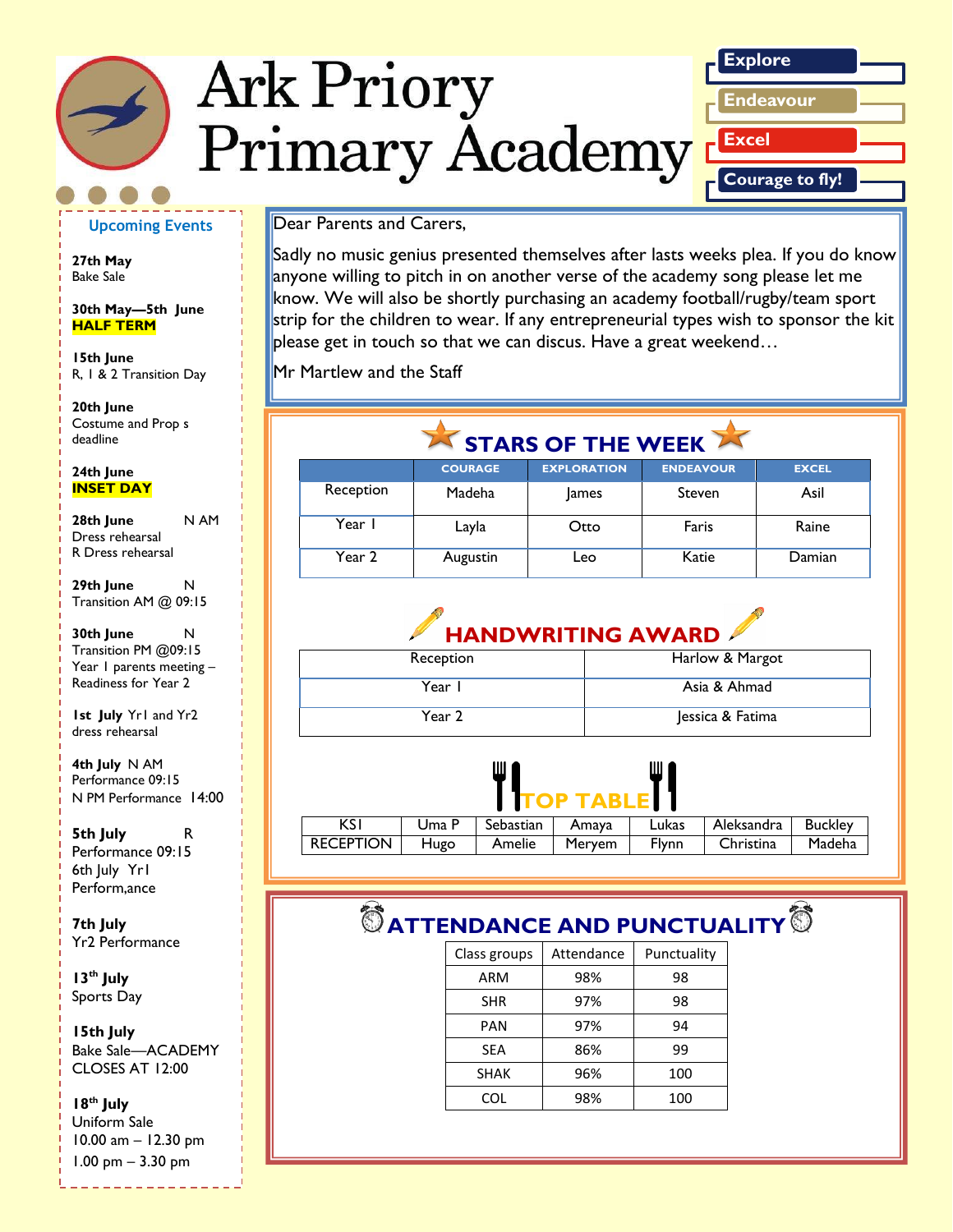# Ark Priory Primary Academy

**Explore**

**Endeavour**

**Excel**

**Courage to fly!**

## Upcoming Events

**27th May**
Bake Sale

**30th May—5th June**
**HALF TERM**

**15th June**
R, 1 & 2 Transition Day

**20th June**
Costume and Prop s deadline

**24th June**
**INSET DAY**

**28th June** N AM
Dress rehearsal
R Dress rehearsal

**29th June** N
Transition AM @ 09:15

**30th June** N
Transition PM @09:15
Year 1 parents meeting – Readiness for Year 2

**1st July** Yr1 and Yr2 dress rehearsal

**4th July** N AM
Performance 09:15
N PM Performance 14:00

**5th July** R
Performance 09:15
6th July Yr1
Perform,ance

**7th July**
Yr2 Performance

**13th July**
Sports Day

**15th July**
Bake Sale—ACADEMY CLOSES AT 12:00

**18th July**
Uniform Sale
10.00 am – 12.30 pm
1.00 pm – 3.30 pm

---

Dear Parents and Carers,

Sadly no music genius presented themselves after lasts weeks plea. If you do know anyone willing to pitch in on another verse of the academy song please let me know. We will also be shortly purchasing an academy football/rugby/team sport strip for the children to wear. If any entrepreneurial types wish to sponsor the kit please get in touch so that we can discus. Have a great weekend…

Mr Martlew and the Staff

## STARS OF THE WEEK

| | COURAGE | EXPLORATION | ENDEAVOUR | EXCEL |
|---|---|---|---|---|
| Reception | Madeha | James | Steven | Asil |
| Year 1 | Layla | Otto | Faris | Raine |
| Year 2 | Augustin | Leo | Katie | Damian |

## HANDWRITING AWARD

| | |
|---|---|
| Reception | Harlow & Margot |
| Year 1 | Asia & Ahmad |
| Year 2 | Jessica & Fatima |

## TOP TABLE

| | | | | | | |
|---|---|---|---|---|---|---|
| KS1 | Uma P | Sebastian | Amaya | Lukas | Aleksandra | Buckley |
| RECEPTION | Hugo | Amelie | Meryem | Flynn | Christina | Madeha |

## ATTENDANCE AND PUNCTUALITY

| Class groups | Attendance | Punctuality |
|---|---|---|
| ARM | 98% | 98 |
| SHR | 97% | 98 |
| PAN | 97% | 94 |
| SEA | 86% | 99 |
| SHAK | 96% | 100 |
| COL | 98% | 100 |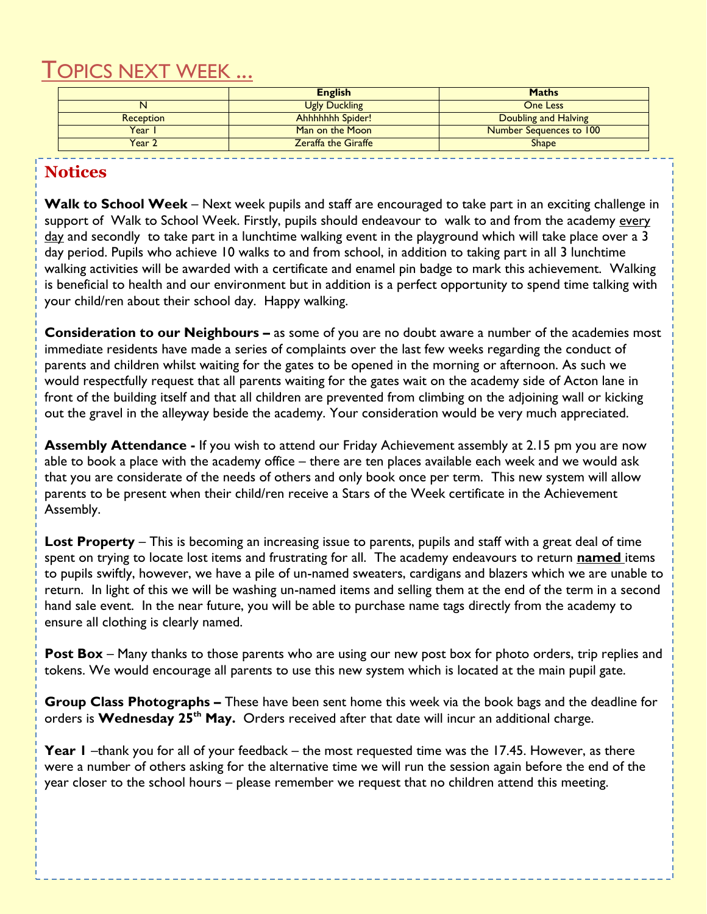# Topics next week ...

| | English | Maths |
|---|---|---|
| N | Ugly Duckling | One Less |
| Reception | Ahhhhhhh Spider! | Doubling and Halving |
| Year 1 | Man on the Moon | Number Sequences to 100 |
| Year 2 | Zeraffa the Giraffe | Shape |

## Notices

**Walk to School Week** – Next week pupils and staff are encouraged to take part in an exciting challenge in support of Walk to School Week. Firstly, pupils should endeavour to walk to and from the academy every day and secondly to take part in a lunchtime walking event in the playground which will take place over a 3 day period. Pupils who achieve 10 walks to and from school, in addition to taking part in all 3 lunchtime walking activities will be awarded with a certificate and enamel pin badge to mark this achievement. Walking is beneficial to health and our environment but in addition is a perfect opportunity to spend time talking with your child/ren about their school day. Happy walking.

**Consideration to our Neighbours –** as some of you are no doubt aware a number of the academies most immediate residents have made a series of complaints over the last few weeks regarding the conduct of parents and children whilst waiting for the gates to be opened in the morning or afternoon. As such we would respectfully request that all parents waiting for the gates wait on the academy side of Acton lane in front of the building itself and that all children are prevented from climbing on the adjoining wall or kicking out the gravel in the alleyway beside the academy. Your consideration would be very much appreciated.

**Assembly Attendance -** If you wish to attend our Friday Achievement assembly at 2.15 pm you are now able to book a place with the academy office – there are ten places available each week and we would ask that you are considerate of the needs of others and only book once per term. This new system will allow parents to be present when their child/ren receive a Stars of the Week certificate in the Achievement Assembly.

**Lost Property** – This is becoming an increasing issue to parents, pupils and staff with a great deal of time spent on trying to locate lost items and frustrating for all. The academy endeavours to return **named** items to pupils swiftly, however, we have a pile of un-named sweaters, cardigans and blazers which we are unable to return. In light of this we will be washing un-named items and selling them at the end of the term in a second hand sale event. In the near future, you will be able to purchase name tags directly from the academy to ensure all clothing is clearly named.

**Post Box** – Many thanks to those parents who are using our new post box for photo orders, trip replies and tokens. We would encourage all parents to use this new system which is located at the main pupil gate.

**Group Class Photographs –** These have been sent home this week via the book bags and the deadline for orders is **Wednesday 25th May.** Orders received after that date will incur an additional charge.

**Year 1** –thank you for all of your feedback – the most requested time was the 17.45. However, as there were a number of others asking for the alternative time we will run the session again before the end of the year closer to the school hours – please remember we request that no children attend this meeting.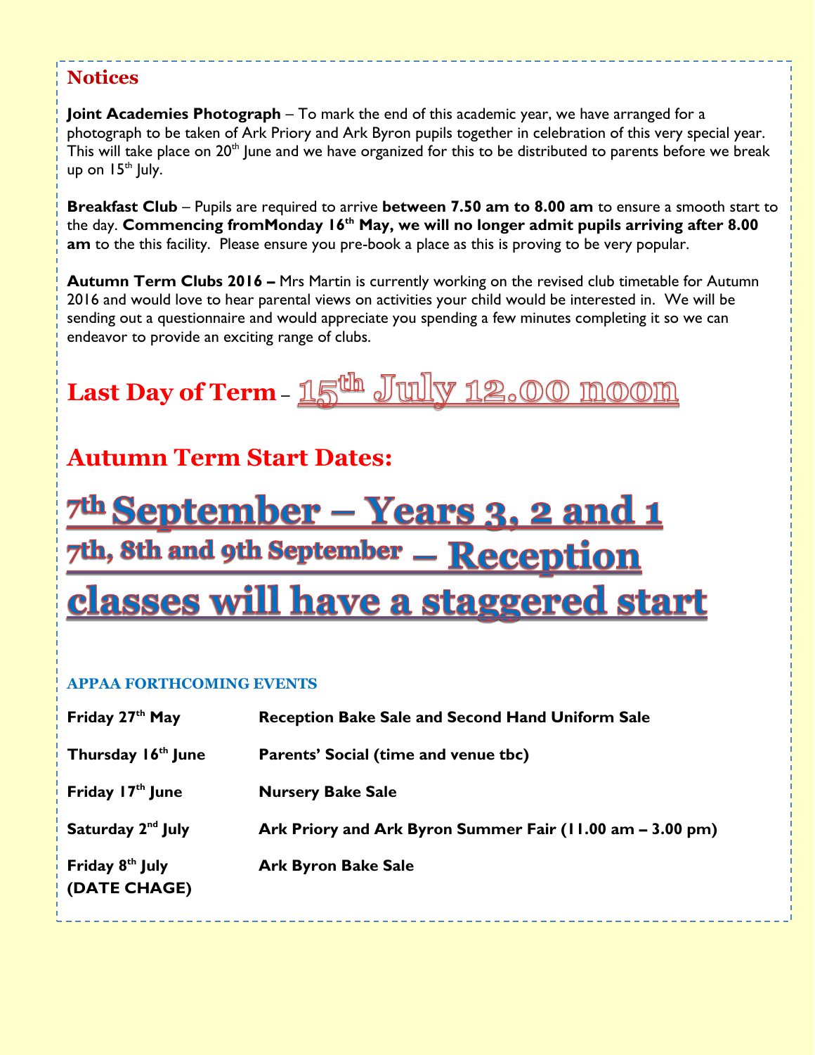## Notices

**Joint Academies Photograph** – To mark the end of this academic year, we have arranged for a photograph to be taken of Ark Priory and Ark Byron pupils together in celebration of this very special year. This will take place on 20th June and we have organized for this to be distributed to parents before we break up on 15th July.

**Breakfast Club** – Pupils are required to arrive **between 7.50 am to 8.00 am** to ensure a smooth start to the day. **Commencing fromMonday 16th May, we will no longer admit pupils arriving after 8.00 am** to the this facility. Please ensure you pre-book a place as this is proving to be very popular.

**Autumn Term Clubs 2016 –** Mrs Martin is currently working on the revised club timetable for Autumn 2016 and would love to hear parental views on activities your child would be interested in. We will be sending out a questionnaire and would appreciate you spending a few minutes completing it so we can endeavor to provide an exciting range of clubs.

## Last Day of Term – 15th July 12.00 noon

## Autumn Term Start Dates:

# 7th September – Years 3, 2 and 1

# 7th, 8th and 9th September – Reception classes will have a staggered start

### APPAA FORTHCOMING EVENTS

| | |
|---|---|
| **Friday 27th May** | **Reception Bake Sale and Second Hand Uniform Sale** |
| **Thursday 16th June** | **Parents' Social (time and venue tbc)** |
| **Friday 17th June** | **Nursery Bake Sale** |
| **Saturday 2nd July** | **Ark Priory and Ark Byron Summer Fair (11.00 am – 3.00 pm)** |
| **Friday 8th July (DATE CHAGE)** | **Ark Byron Bake Sale** |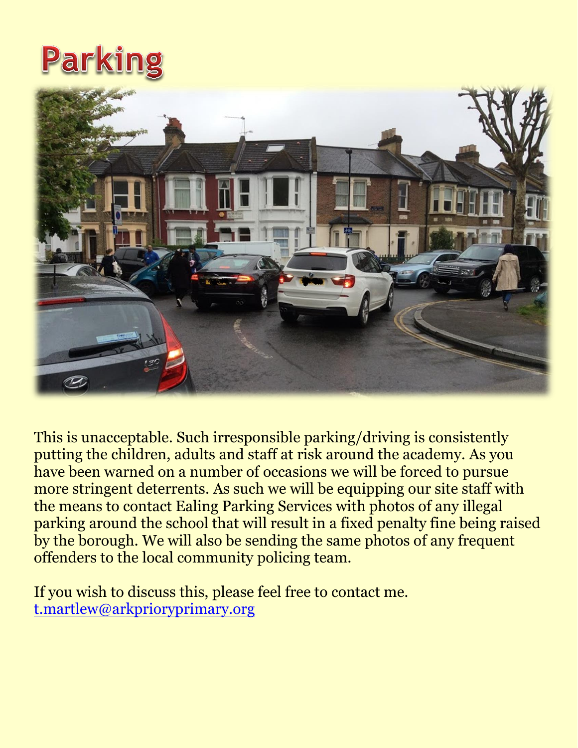# Parking

This is unacceptable. Such irresponsible parking/driving is consistently putting the children, adults and staff at risk around the academy. As you have been warned on a number of occasions we will be forced to pursue more stringent deterrents. As such we will be equipping our site staff with the means to contact Ealing Parking Services with photos of any illegal parking around the school that will result in a fixed penalty fine being raised by the borough. We will also be sending the same photos of any frequent offenders to the local community policing team.

If you wish to discuss this, please feel free to contact me.
t.martlew@arkprioryprimary.org